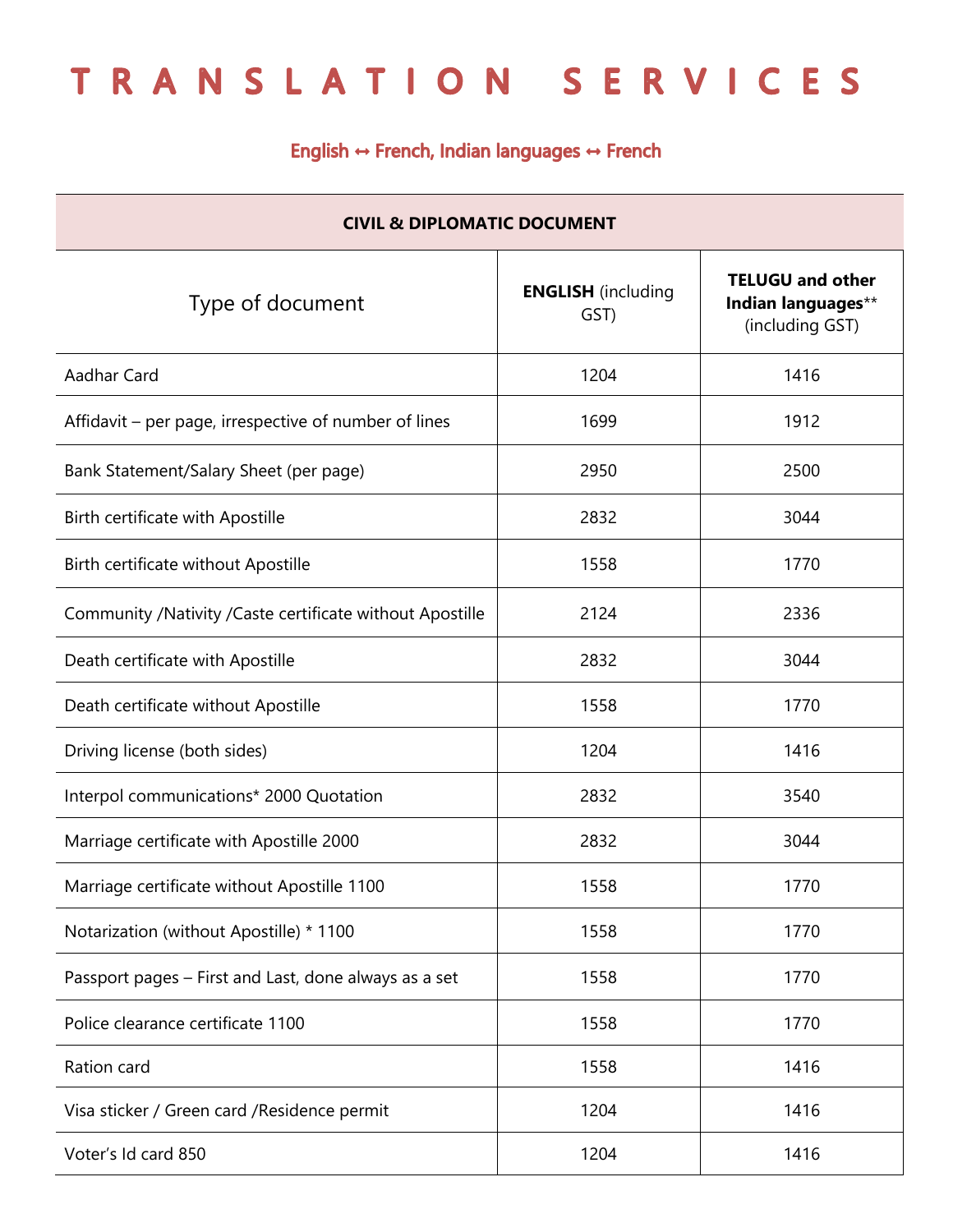# T R A N S L A T I O N   S E R V I C E S

**English ↔ French, Indian languages ↔ French**

| CIVIL & DIPLOMATIC DOCUMENT | | |
|---|---|---|
| Type of document | **ENGLISH** (including GST) | **TELUGU and other Indian languages**** (including GST) |
| Aadhar Card | 1204 | 1416 |
| Affidavit – per page, irrespective of number of lines | 1699 | 1912 |
| Bank Statement/Salary Sheet (per page) | 2950 | 2500 |
| Birth certificate with Apostille | 2832 | 3044 |
| Birth certificate without Apostille | 1558 | 1770 |
| Community /Nativity /Caste certificate without Apostille | 2124 | 2336 |
| Death certificate with Apostille | 2832 | 3044 |
| Death certificate without Apostille | 1558 | 1770 |
| Driving license (both sides) | 1204 | 1416 |
| Interpol communications* 2000 Quotation | 2832 | 3540 |
| Marriage certificate with Apostille 2000 | 2832 | 3044 |
| Marriage certificate without Apostille 1100 | 1558 | 1770 |
| Notarization (without Apostille) * 1100 | 1558 | 1770 |
| Passport pages – First and Last, done always as a set | 1558 | 1770 |
| Police clearance certificate 1100 | 1558 | 1770 |
| Ration card | 1558 | 1416 |
| Visa sticker / Green card /Residence permit | 1204 | 1416 |
| Voter's Id card 850 | 1204 | 1416 |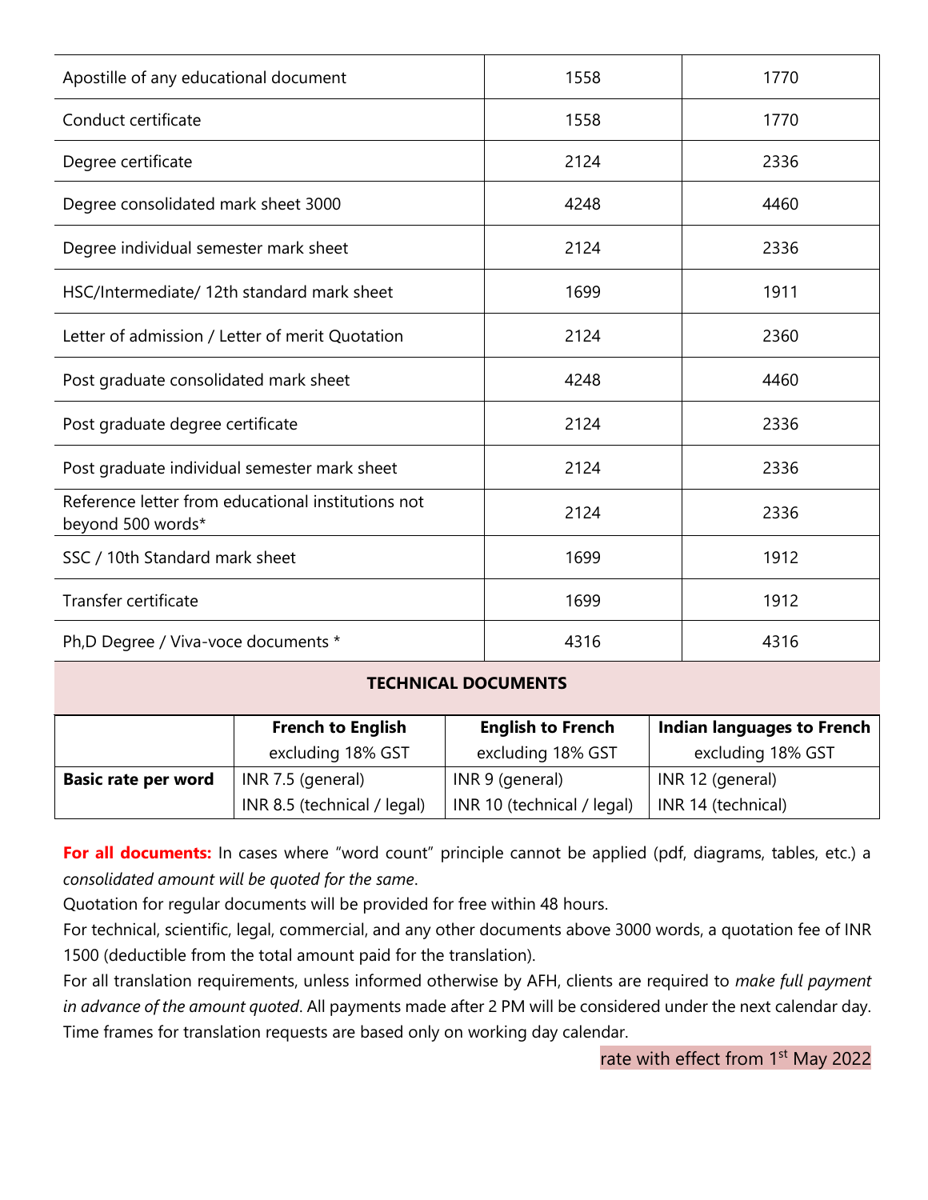| | | |
|---|---|---|
| Apostille of any educational document | 1558 | 1770 |
| Conduct certificate | 1558 | 1770 |
| Degree certificate | 2124 | 2336 |
| Degree consolidated mark sheet 3000 | 4248 | 4460 |
| Degree individual semester mark sheet | 2124 | 2336 |
| HSC/Intermediate/ 12th standard mark sheet | 1699 | 1911 |
| Letter of admission / Letter of merit Quotation | 2124 | 2360 |
| Post graduate consolidated mark sheet | 4248 | 4460 |
| Post graduate degree certificate | 2124 | 2336 |
| Post graduate individual semester mark sheet | 2124 | 2336 |
| Reference letter from educational institutions not beyond 500 words* | 2124 | 2336 |
| SSC / 10th Standard mark sheet | 1699 | 1912 |
| Transfer certificate | 1699 | 1912 |
| Ph,D Degree / Viva-voce documents * | 4316 | 4316 |

**TECHNICAL DOCUMENTS**

| | French to English excluding 18% GST | English to French excluding 18% GST | Indian languages to French excluding 18% GST |
|---|---|---|---|
| **Basic rate per word** | INR 7.5 (general)<br>INR 8.5 (technical / legal) | INR 9 (general)<br>INR 10 (technical / legal) | INR 12 (general)<br>INR 14 (technical) |

**For all documents:** In cases where "word count" principle cannot be applied (pdf, diagrams, tables, etc.) a *consolidated amount will be quoted for the same*.

Quotation for regular documents will be provided for free within 48 hours.

For technical, scientific, legal, commercial, and any other documents above 3000 words, a quotation fee of INR 1500 (deductible from the total amount paid for the translation).

For all translation requirements, unless informed otherwise by AFH, clients are required to *make full payment in advance of the amount quoted*. All payments made after 2 PM will be considered under the next calendar day. Time frames for translation requests are based only on working day calendar.

rate with effect from 1st May 2022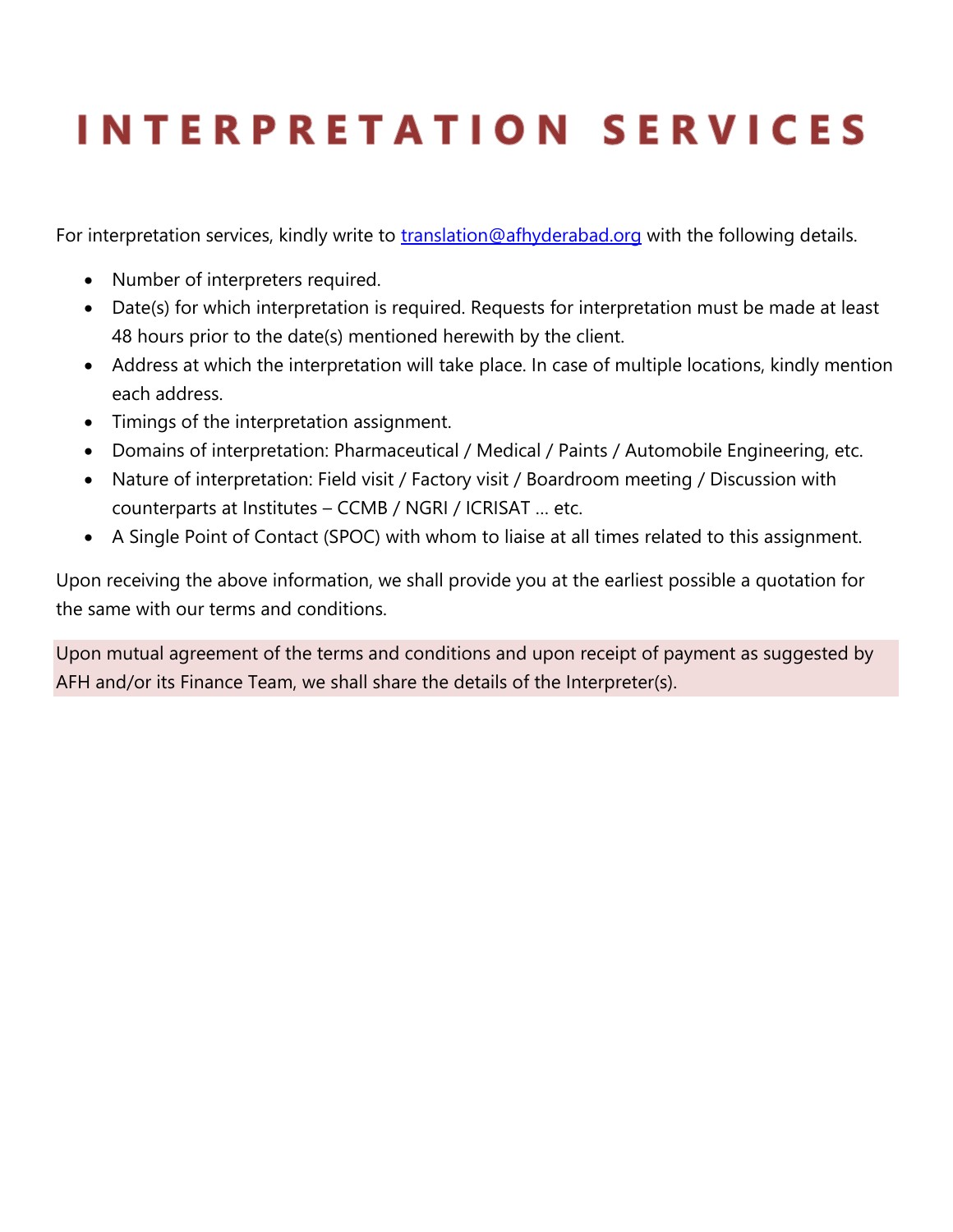# INTERPRETATION SERVICES

For interpretation services, kindly write to translation@afhyderabad.org with the following details.

- Number of interpreters required.
- Date(s) for which interpretation is required. Requests for interpretation must be made at least 48 hours prior to the date(s) mentioned herewith by the client.
- Address at which the interpretation will take place. In case of multiple locations, kindly mention each address.
- Timings of the interpretation assignment.
- Domains of interpretation: Pharmaceutical / Medical / Paints / Automobile Engineering, etc.
- Nature of interpretation: Field visit / Factory visit / Boardroom meeting / Discussion with counterparts at Institutes – CCMB / NGRI / ICRISAT … etc.
- A Single Point of Contact (SPOC) with whom to liaise at all times related to this assignment.

Upon receiving the above information, we shall provide you at the earliest possible a quotation for the same with our terms and conditions.

Upon mutual agreement of the terms and conditions and upon receipt of payment as suggested by AFH and/or its Finance Team, we shall share the details of the Interpreter(s).